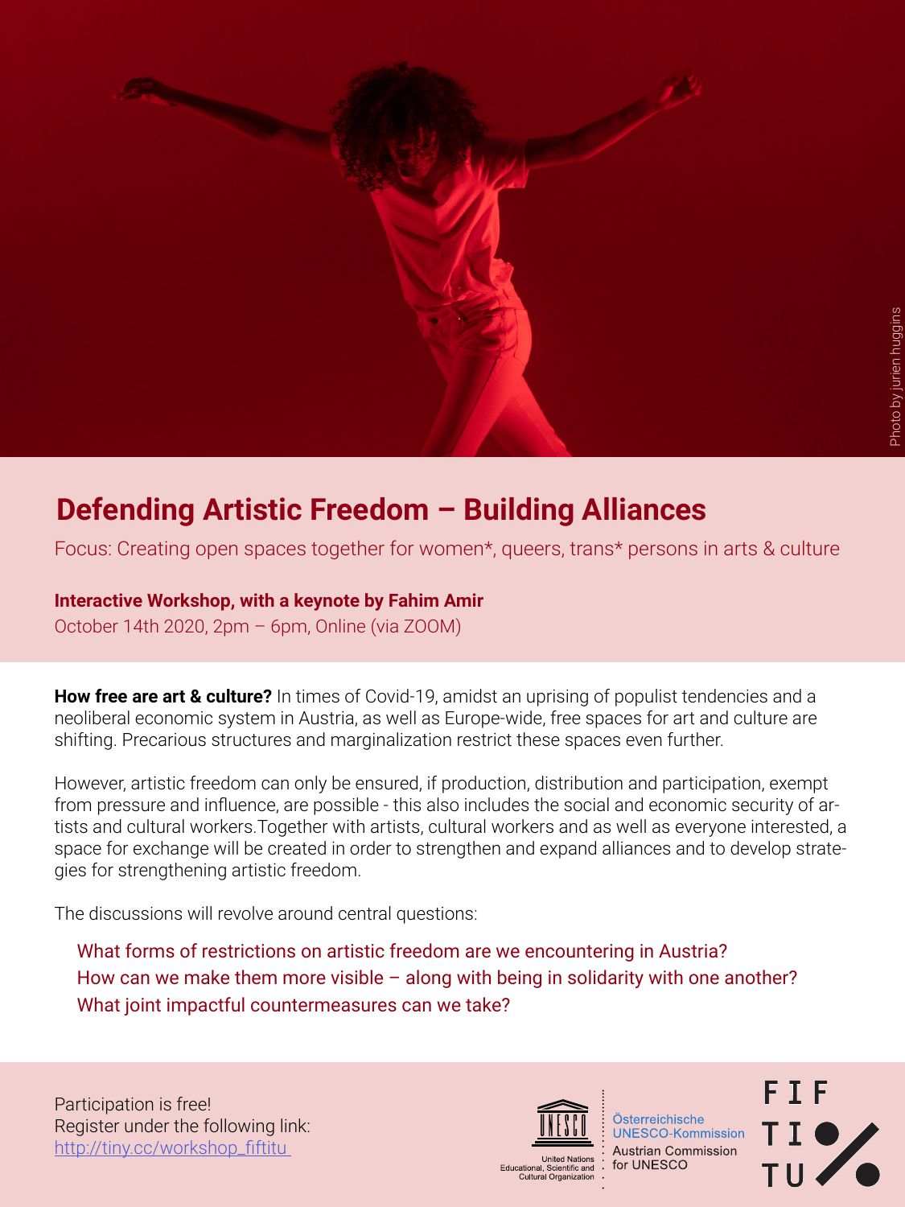Photo by jurien huggins

# Defending Artistic Freedom – Building Alliances

Focus: Creating open spaces together for women*, queers, trans* persons in arts & culture

**Interactive Workshop, with a keynote by Fahim Amir**

October 14th 2020, 2pm – 6pm, Online (via ZOOM)

**How free are art & culture?** In times of Covid-19, amidst an uprising of populist tendencies and a neoliberal economic system in Austria, as well as Europe-wide, free spaces for art and culture are shifting. Precarious structures and marginalization restrict these spaces even further.

However, artistic freedom can only be ensured, if production, distribution and participation, exempt from pressure and influence, are possible - this also includes the social and economic security of artists and cultural workers.Together with artists, cultural workers and as well as everyone interested, a space for exchange will be created in order to strengthen and expand alliances and to develop strategies for strengthening artistic freedom.

The discussions will revolve around central questions:

What forms of restrictions on artistic freedom are we encountering in Austria?
How can we make them more visible – along with being in solidarity with one another?
What joint impactful countermeasures can we take?

Participation is free!
Register under the following link:
http://tiny.cc/workshop_fiftitu

UNESCO – United Nations Educational, Scientific and Cultural Organization

Österreichische UNESCO-Kommission
Austrian Commission for UNESCO

FIFTITU%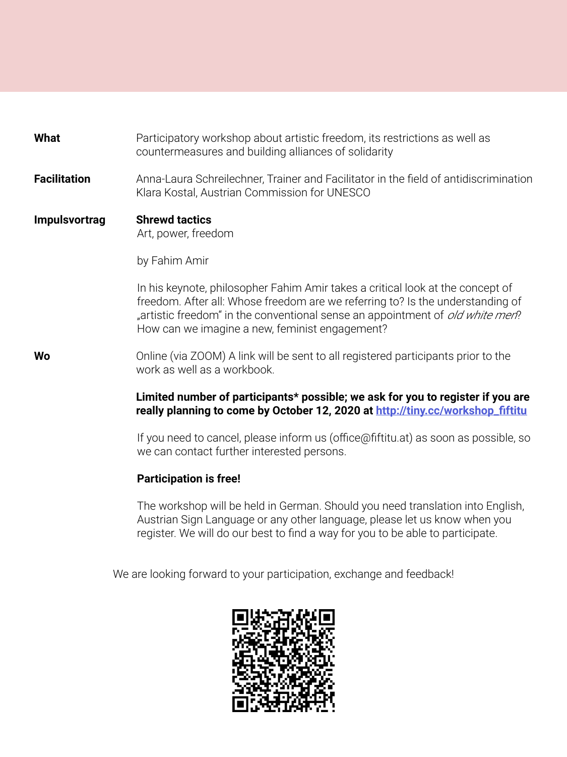**What** Participatory workshop about artistic freedom, its restrictions as well as countermeasures and building alliances of solidarity

**Facilitation** Anna-Laura Schreilechner, Trainer and Facilitator in the field of antidiscrimination
Klara Kostal, Austrian Commission for UNESCO

**Impulsvortrag** **Shrewd tactics**
Art, power, freedom

by Fahim Amir

In his keynote, philosopher Fahim Amir takes a critical look at the concept of freedom. After all: Whose freedom are we referring to? Is the understanding of „artistic freedom“ in the conventional sense an appointment of *old white men*? How can we imagine a new, feminist engagement?

**Wo** Online (via ZOOM) A link will be sent to all registered participants prior to the work as well as a workbook.

**Limited number of participants* possible; we ask for you to register if you are really planning to come by October 12, 2020 at [http://tiny.cc/workshop_fiftitu](http://tiny.cc/workshop_fiftitu)**

If you need to cancel, please inform us (office@fiftitu.at) as soon as possible, so we can contact further interested persons.

**Participation is free!**

The workshop will be held in German. Should you need translation into English, Austrian Sign Language or any other language, please let us know when you register. We will do our best to find a way for you to be able to participate.

We are looking forward to your participation, exchange and feedback!